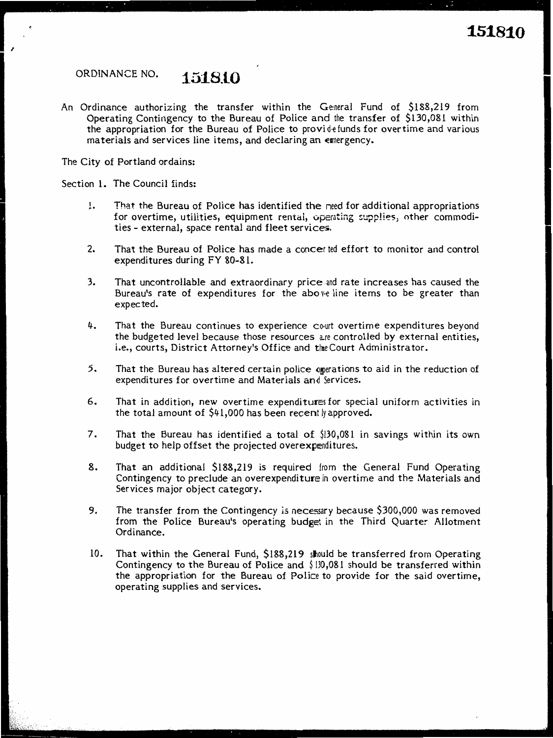151810

ORDINANCE NO. **151810**

An Ordinance authorizing the transfer within the General Fund of $188,219 from Operating Contingency to the Bureau of Police and the transfer of $130,081 within the appropriation for the Bureau of Police to provide funds for overtime and various materials and services line items, and declaring an emergency.

The City of Portland ordains:

Section 1. The Council finds:

1. That the Bureau of Police has identified the need for additional appropriations for overtime, utilities, equipment rental, operating supplies, other commodities - external, space rental and fleet services.

2. That the Bureau of Police has made a concerted effort to monitor and control expenditures during FY 80-81.

3. That uncontrollable and extraordinary price and rate increases has caused the Bureau's rate of expenditures for the above line items to be greater than expected.

4. That the Bureau continues to experience court overtime expenditures beyond the budgeted level because those resources are controlled by external entities, i.e., courts, District Attorney's Office and the Court Administrator.

5. That the Bureau has altered certain police operations to aid in the reduction of expenditures for overtime and Materials and Services.

6. That in addition, new overtime expenditures for special uniform activities in the total amount of $41,000 has been recently approved.

7. That the Bureau has identified a total of $130,081 in savings within its own budget to help offset the projected overexpenditures.

8. That an additional $188,219 is required from the General Fund Operating Contingency to preclude an overexpenditure in overtime and the Materials and Services major object category.

9. The transfer from the Contingency is necessary because $300,000 was removed from the Police Bureau's operating budget in the Third Quarter Allotment Ordinance.

10. That within the General Fund, $188,219 should be transferred from Operating Contingency to the Bureau of Police and $130,081 should be transferred within the appropriation for the Bureau of Police to provide for the said overtime, operating supplies and services.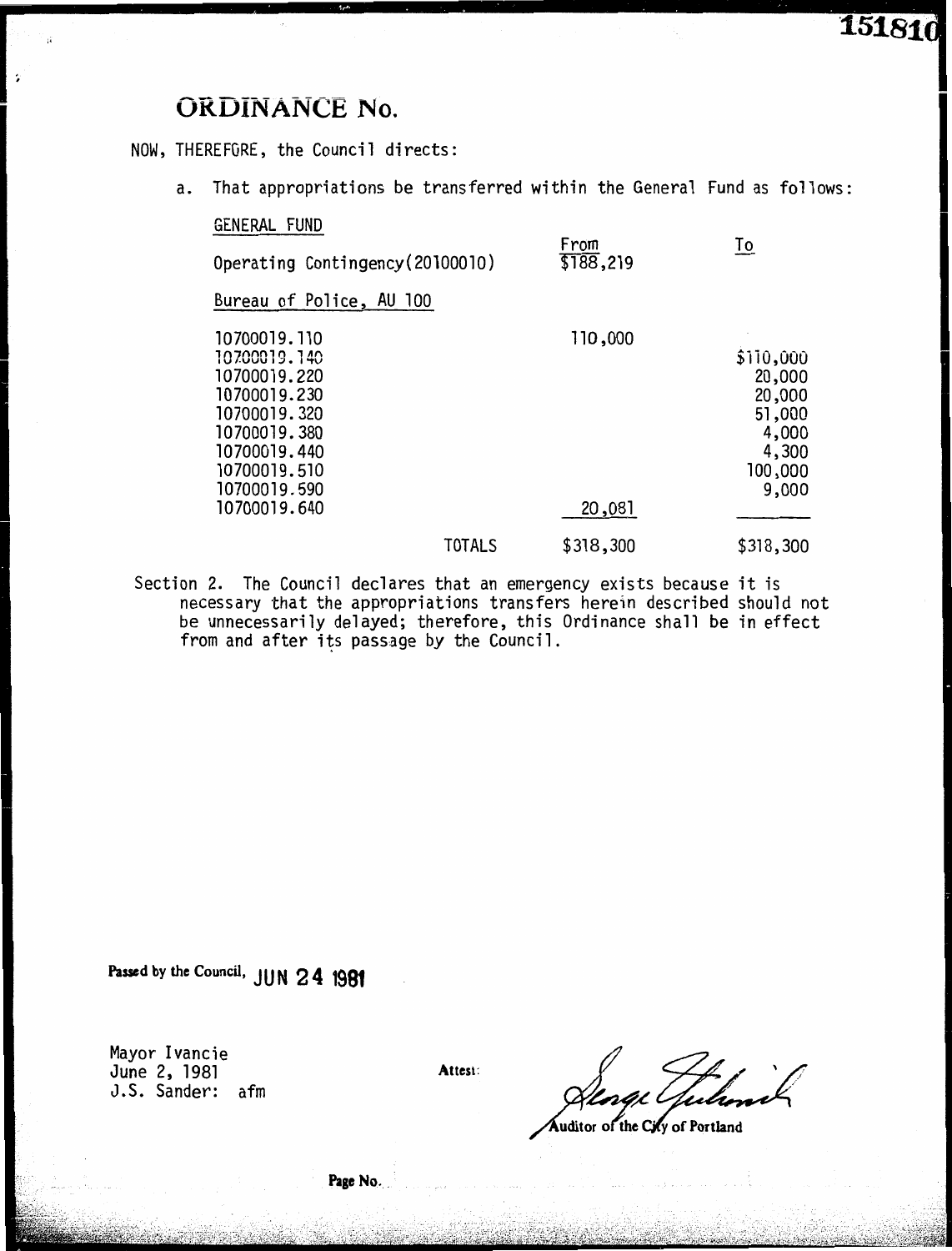151810

# ORDINANCE No.

NOW, THEREFORE, the Council directs:

a. That appropriations be transferred within the General Fund as follows:

| GENERAL FUND | From | To |
|---|---|---|
| Operating Contingency(20100010) | $188,219 | |
| Bureau of Police, AU 100 | | |
| 10700019.110 | 110,000 | |
| 10700019.140 | | $110,000 |
| 10700019.220 | | 20,000 |
| 10700019.230 | | 20,000 |
| 10700019.320 | | 51,000 |
| 10700019.380 | | 4,000 |
| 10700019.440 | | 4,300 |
| 10700019.510 | | 100,000 |
| 10700019.590 | | 9,000 |
| 10700019.640 | 20,081 | |
| TOTALS | $318,300 | $318,300 |

Section 2. The Council declares that an emergency exists because it is necessary that the appropriations transfers herein described should not be unnecessarily delayed; therefore, this Ordinance shall be in effect from and after its passage by the Council.

Passed by the Council, JUN 24 1981

Mayor Ivancie
June 2, 1981
J.S. Sander: afm

Attest:

Auditor of the City of Portland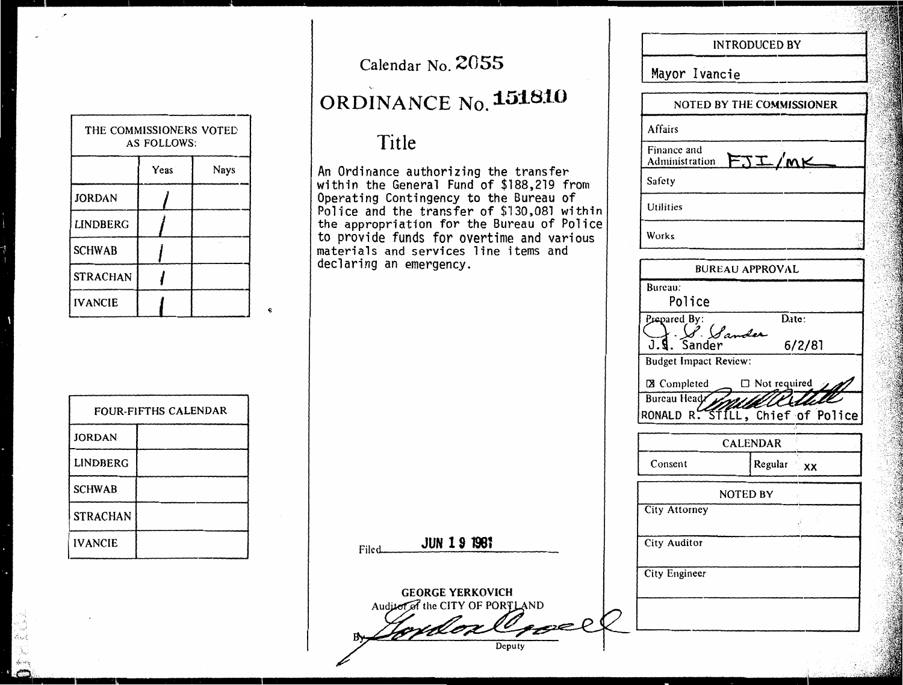Calendar No. 2055

# ORDINANCE No. 151810

## Title

An Ordinance authorizing the transfer within the General Fund of $188,219 from Operating Contingency to the Bureau of Police and the transfer of $130,081 within the appropriation for the Bureau of Police to provide funds for overtime and various materials and services line items and declaring an emergency.

| THE COMMISSIONERS VOTED AS FOLLOWS: | | |
|---|---|---|
| | Yeas | Nays |
| JORDAN | / | |
| LINDBERG | / | |
| SCHWAB | / | |
| STRACHAN | / | |
| IVANCIE | / | |

| FOUR-FIFTHS CALENDAR | |
|---|---|
| JORDAN | |
| LINDBERG | |
| SCHWAB | |
| STRACHAN | |
| IVANCIE | |

Filed JUN 19 1981

GEORGE YERKOVICH
Auditor of the CITY OF PORTLAND

By [signature] Deputy

| INTRODUCED BY |
|---|
| Mayor Ivancie |

| NOTED BY THE COMMISSIONER | |
|---|---|
| Affairs | |
| Finance and Administration | FJI/MK |
| Safety | |
| Utilities | |
| Works | |

| BUREAU APPROVAL | |
|---|---|
| Bureau: Police | |
| Prepared By: J.S. Sander | Date: 6/2/81 |
| Budget Impact Review: ☒ Completed ☐ Not required | |
| Bureau Head: RONALD R. STILL, Chief of Police | |

| CALENDAR | |
|---|---|
| Consent | Regular XX |

| NOTED BY |
|---|
| City Attorney |
| City Auditor |
| City Engineer |